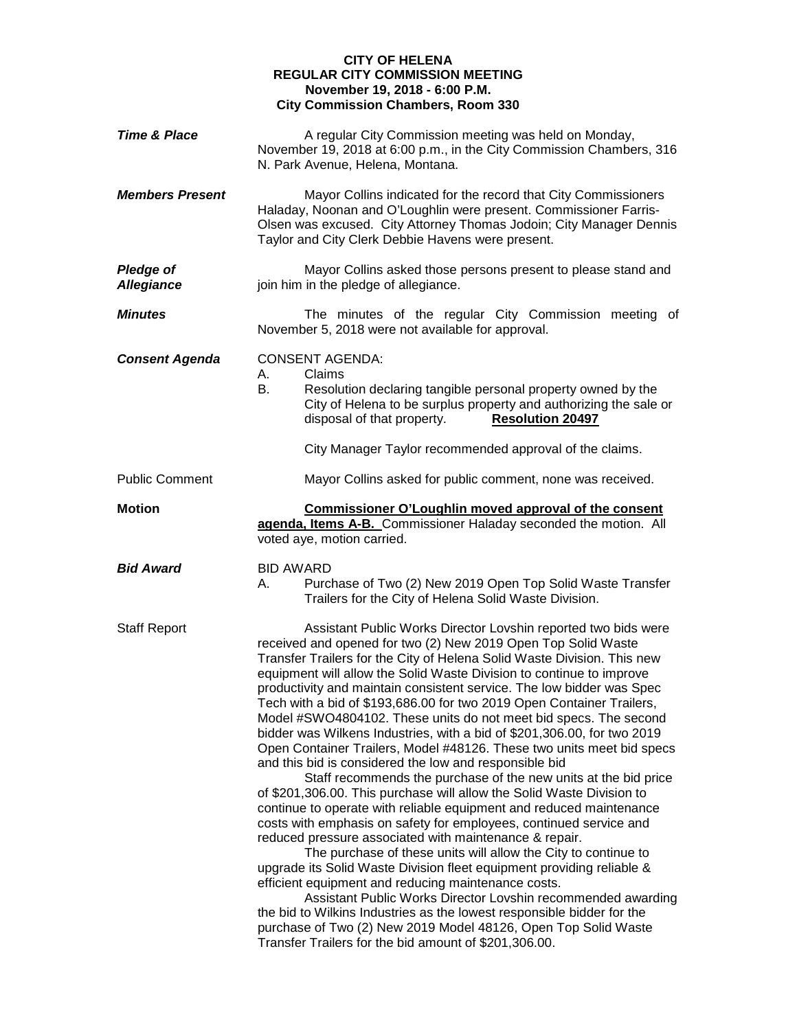**CITY OF HELENA**
**REGULAR CITY COMMISSION MEETING**
**November 19, 2018 - 6:00 P.M.**
**City Commission Chambers, Room 330**

***Time & Place***

A regular City Commission meeting was held on Monday, November 19, 2018 at 6:00 p.m., in the City Commission Chambers, 316 N. Park Avenue, Helena, Montana.

***Members Present***

Mayor Collins indicated for the record that City Commissioners Haladay, Noonan and O'Loughlin were present. Commissioner Farris-Olsen was excused. City Attorney Thomas Jodoin; City Manager Dennis Taylor and City Clerk Debbie Havens were present.

***Pledge of Allegiance***

Mayor Collins asked those persons present to please stand and join him in the pledge of allegiance.

***Minutes***

The minutes of the regular City Commission meeting of November 5, 2018 were not available for approval.

***Consent Agenda***

CONSENT AGENDA:

A. Claims
B. Resolution declaring tangible personal property owned by the City of Helena to be surplus property and authorizing the sale or disposal of that property. **Resolution 20497**

City Manager Taylor recommended approval of the claims.

Public Comment

Mayor Collins asked for public comment, none was received.

**Motion**

**Commissioner O'Loughlin moved approval of the consent agenda, Items A-B.** Commissioner Haladay seconded the motion. All voted aye, motion carried.

***Bid Award***

BID AWARD

A. Purchase of Two (2) New 2019 Open Top Solid Waste Transfer Trailers for the City of Helena Solid Waste Division.

Staff Report

Assistant Public Works Director Lovshin reported two bids were received and opened for two (2) New 2019 Open Top Solid Waste Transfer Trailers for the City of Helena Solid Waste Division. This new equipment will allow the Solid Waste Division to continue to improve productivity and maintain consistent service. The low bidder was Spec Tech with a bid of $193,686.00 for two 2019 Open Container Trailers, Model #SWO4804102. These units do not meet bid specs. The second bidder was Wilkens Industries, with a bid of $201,306.00, for two 2019 Open Container Trailers, Model #48126. These two units meet bid specs and this bid is considered the low and responsible bid

Staff recommends the purchase of the new units at the bid price of $201,306.00. This purchase will allow the Solid Waste Division to continue to operate with reliable equipment and reduced maintenance costs with emphasis on safety for employees, continued service and reduced pressure associated with maintenance & repair.

The purchase of these units will allow the City to continue to upgrade its Solid Waste Division fleet equipment providing reliable & efficient equipment and reducing maintenance costs.

Assistant Public Works Director Lovshin recommended awarding the bid to Wilkins Industries as the lowest responsible bidder for the purchase of Two (2) New 2019 Model 48126, Open Top Solid Waste Transfer Trailers for the bid amount of $201,306.00.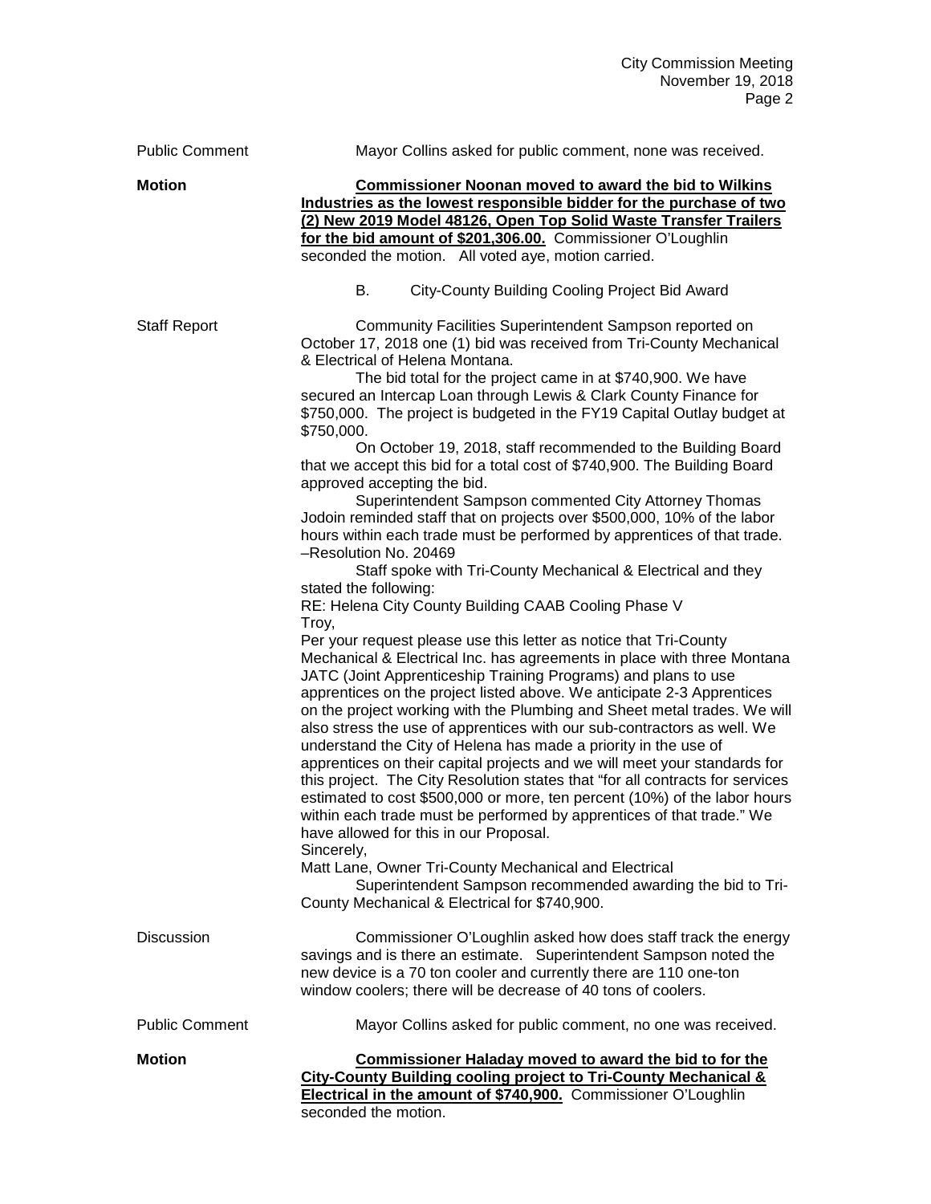Public Comment Mayor Collins asked for public comment, none was received.

**Motion** **Commissioner Noonan moved to award the bid to Wilkins Industries as the lowest responsible bidder for the purchase of two (2) New 2019 Model 48126, Open Top Solid Waste Transfer Trailers for the bid amount of $201,306.00.** Commissioner O'Loughlin seconded the motion. All voted aye, motion carried.

B. City-County Building Cooling Project Bid Award

Staff Report Community Facilities Superintendent Sampson reported on October 17, 2018 one (1) bid was received from Tri-County Mechanical & Electrical of Helena Montana.

The bid total for the project came in at $740,900. We have secured an Intercap Loan through Lewis & Clark County Finance for $750,000. The project is budgeted in the FY19 Capital Outlay budget at $750,000.

On October 19, 2018, staff recommended to the Building Board that we accept this bid for a total cost of $740,900. The Building Board approved accepting the bid.

Superintendent Sampson commented City Attorney Thomas Jodoin reminded staff that on projects over $500,000, 10% of the labor hours within each trade must be performed by apprentices of that trade. –Resolution No. 20469

Staff spoke with Tri-County Mechanical & Electrical and they stated the following:

RE: Helena City County Building CAAB Cooling Phase V

Troy,

Per your request please use this letter as notice that Tri-County Mechanical & Electrical Inc. has agreements in place with three Montana JATC (Joint Apprenticeship Training Programs) and plans to use apprentices on the project listed above. We anticipate 2-3 Apprentices on the project working with the Plumbing and Sheet metal trades. We will also stress the use of apprentices with our sub-contractors as well. We understand the City of Helena has made a priority in the use of apprentices on their capital projects and we will meet your standards for this project. The City Resolution states that "for all contracts for services estimated to cost $500,000 or more, ten percent (10%) of the labor hours within each trade must be performed by apprentices of that trade." We have allowed for this in our Proposal.

Sincerely,

Matt Lane, Owner Tri-County Mechanical and Electrical

Superintendent Sampson recommended awarding the bid to Tri-County Mechanical & Electrical for $740,900.

Discussion Commissioner O'Loughlin asked how does staff track the energy savings and is there an estimate. Superintendent Sampson noted the new device is a 70 ton cooler and currently there are 110 one-ton window coolers; there will be decrease of 40 tons of coolers.

Public Comment Mayor Collins asked for public comment, no one was received.

**Motion** **Commissioner Haladay moved to award the bid to for the City-County Building cooling project to Tri-County Mechanical & Electrical in the amount of $740,900.** Commissioner O'Loughlin seconded the motion.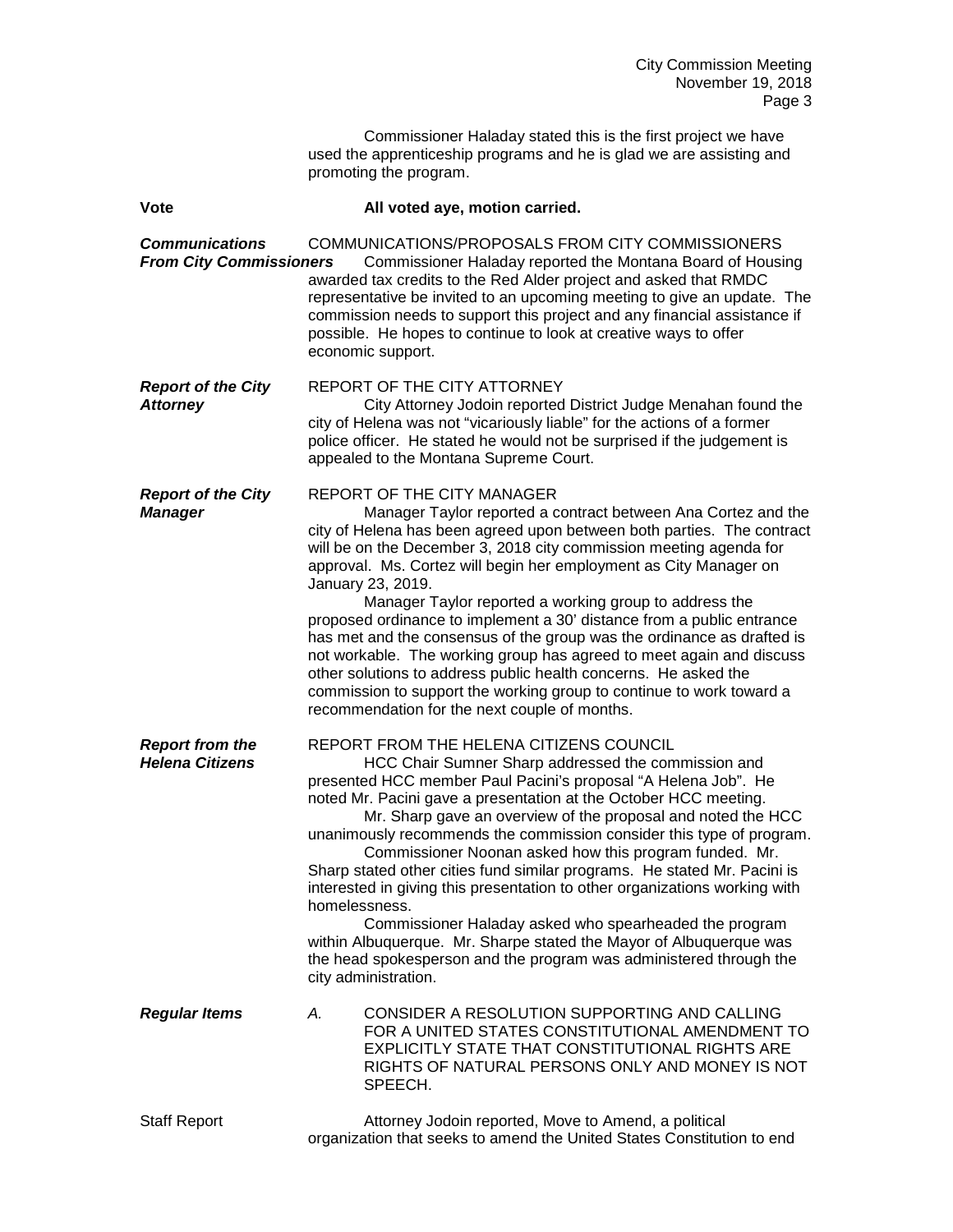Commissioner Haladay stated this is the first project we have used the apprenticeship programs and he is glad we are assisting and promoting the program.

**Vote** **All voted aye, motion carried.**

***Communications From City Commissioners***

COMMUNICATIONS/PROPOSALS FROM CITY COMMISSIONERS

Commissioner Haladay reported the Montana Board of Housing awarded tax credits to the Red Alder project and asked that RMDC representative be invited to an upcoming meeting to give an update. The commission needs to support this project and any financial assistance if possible. He hopes to continue to look at creative ways to offer economic support.

***Report of the City Attorney***

REPORT OF THE CITY ATTORNEY

City Attorney Jodoin reported District Judge Menahan found the city of Helena was not "vicariously liable" for the actions of a former police officer. He stated he would not be surprised if the judgement is appealed to the Montana Supreme Court.

***Report of the City Manager***

REPORT OF THE CITY MANAGER

Manager Taylor reported a contract between Ana Cortez and the city of Helena has been agreed upon between both parties. The contract will be on the December 3, 2018 city commission meeting agenda for approval. Ms. Cortez will begin her employment as City Manager on January 23, 2019.

Manager Taylor reported a working group to address the proposed ordinance to implement a 30' distance from a public entrance has met and the consensus of the group was the ordinance as drafted is not workable. The working group has agreed to meet again and discuss other solutions to address public health concerns. He asked the commission to support the working group to continue to work toward a recommendation for the next couple of months.

***Report from the Helena Citizens***

REPORT FROM THE HELENA CITIZENS COUNCIL

HCC Chair Sumner Sharp addressed the commission and presented HCC member Paul Pacini's proposal "A Helena Job". He noted Mr. Pacini gave a presentation at the October HCC meeting.

Mr. Sharp gave an overview of the proposal and noted the HCC unanimously recommends the commission consider this type of program.

Commissioner Noonan asked how this program funded. Mr. Sharp stated other cities fund similar programs. He stated Mr. Pacini is interested in giving this presentation to other organizations working with homelessness.

Commissioner Haladay asked who spearheaded the program within Albuquerque. Mr. Sharpe stated the Mayor of Albuquerque was the head spokesperson and the program was administered through the city administration.

***Regular Items***

*A.* CONSIDER A RESOLUTION SUPPORTING AND CALLING FOR A UNITED STATES CONSTITUTIONAL AMENDMENT TO EXPLICITLY STATE THAT CONSTITUTIONAL RIGHTS ARE RIGHTS OF NATURAL PERSONS ONLY AND MONEY IS NOT SPEECH.

Staff Report

Attorney Jodoin reported, Move to Amend, a political organization that seeks to amend the United States Constitution to end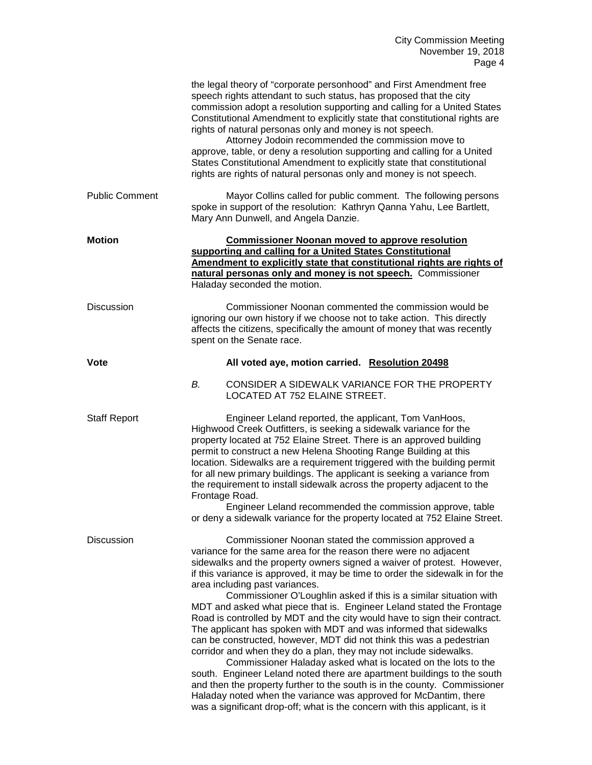the legal theory of "corporate personhood" and First Amendment free speech rights attendant to such status, has proposed that the city commission adopt a resolution supporting and calling for a United States Constitutional Amendment to explicitly state that constitutional rights are rights of natural personas only and money is not speech.

Attorney Jodoin recommended the commission move to approve, table, or deny a resolution supporting and calling for a United States Constitutional Amendment to explicitly state that constitutional rights are rights of natural personas only and money is not speech.

Public Comment

Mayor Collins called for public comment. The following persons spoke in support of the resolution: Kathryn Qanna Yahu, Lee Bartlett, Mary Ann Dunwell, and Angela Danzie.

**Motion**

**Commissioner Noonan moved to approve resolution supporting and calling for a United States Constitutional Amendment to explicitly state that constitutional rights are rights of natural personas only and money is not speech.** Commissioner Haladay seconded the motion.

Discussion

Commissioner Noonan commented the commission would be ignoring our own history if we choose not to take action. This directly affects the citizens, specifically the amount of money that was recently spent on the Senate race.

**Vote**

**All voted aye, motion carried. Resolution 20498**

*B.* CONSIDER A SIDEWALK VARIANCE FOR THE PROPERTY LOCATED AT 752 ELAINE STREET.

Staff Report

Engineer Leland reported, the applicant, Tom VanHoos, Highwood Creek Outfitters, is seeking a sidewalk variance for the property located at 752 Elaine Street. There is an approved building permit to construct a new Helena Shooting Range Building at this location. Sidewalks are a requirement triggered with the building permit for all new primary buildings. The applicant is seeking a variance from the requirement to install sidewalk across the property adjacent to the Frontage Road.

Engineer Leland recommended the commission approve, table or deny a sidewalk variance for the property located at 752 Elaine Street.

Discussion

Commissioner Noonan stated the commission approved a variance for the same area for the reason there were no adjacent sidewalks and the property owners signed a waiver of protest. However, if this variance is approved, it may be time to order the sidewalk in for the area including past variances.

Commissioner O'Loughlin asked if this is a similar situation with MDT and asked what piece that is. Engineer Leland stated the Frontage Road is controlled by MDT and the city would have to sign their contract. The applicant has spoken with MDT and was informed that sidewalks can be constructed, however, MDT did not think this was a pedestrian corridor and when they do a plan, they may not include sidewalks.

Commissioner Haladay asked what is located on the lots to the south. Engineer Leland noted there are apartment buildings to the south and then the property further to the south is in the county. Commissioner Haladay noted when the variance was approved for McDantim, there was a significant drop-off; what is the concern with this applicant, is it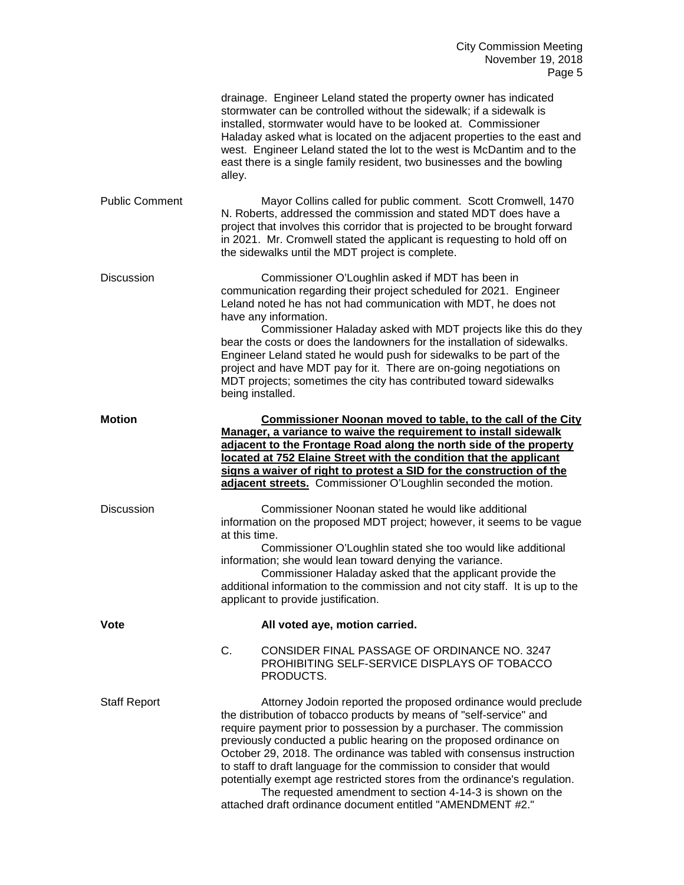drainage. Engineer Leland stated the property owner has indicated stormwater can be controlled without the sidewalk; if a sidewalk is installed, stormwater would have to be looked at. Commissioner Haladay asked what is located on the adjacent properties to the east and west. Engineer Leland stated the lot to the west is McDantim and to the east there is a single family resident, two businesses and the bowling alley.

Public Comment

Mayor Collins called for public comment. Scott Cromwell, 1470 N. Roberts, addressed the commission and stated MDT does have a project that involves this corridor that is projected to be brought forward in 2021. Mr. Cromwell stated the applicant is requesting to hold off on the sidewalks until the MDT project is complete.

Discussion

Commissioner O'Loughlin asked if MDT has been in communication regarding their project scheduled for 2021. Engineer Leland noted he has not had communication with MDT, he does not have any information.

Commissioner Haladay asked with MDT projects like this do they bear the costs or does the landowners for the installation of sidewalks. Engineer Leland stated he would push for sidewalks to be part of the project and have MDT pay for it. There are on-going negotiations on MDT projects; sometimes the city has contributed toward sidewalks being installed.

**Motion**

**Commissioner Noonan moved to table, to the call of the City Manager, a variance to waive the requirement to install sidewalk adjacent to the Frontage Road along the north side of the property located at 752 Elaine Street with the condition that the applicant signs a waiver of right to protest a SID for the construction of the adjacent streets.** Commissioner O'Loughlin seconded the motion.

Discussion

Commissioner Noonan stated he would like additional information on the proposed MDT project; however, it seems to be vague at this time.

Commissioner O'Loughlin stated she too would like additional information; she would lean toward denying the variance.

Commissioner Haladay asked that the applicant provide the additional information to the commission and not city staff. It is up to the applicant to provide justification.

**Vote**

**All voted aye, motion carried.**

C. CONSIDER FINAL PASSAGE OF ORDINANCE NO. 3247 PROHIBITING SELF-SERVICE DISPLAYS OF TOBACCO PRODUCTS.

Staff Report

Attorney Jodoin reported the proposed ordinance would preclude the distribution of tobacco products by means of "self-service" and require payment prior to possession by a purchaser. The commission previously conducted a public hearing on the proposed ordinance on October 29, 2018. The ordinance was tabled with consensus instruction to staff to draft language for the commission to consider that would potentially exempt age restricted stores from the ordinance's regulation.

The requested amendment to section 4-14-3 is shown on the attached draft ordinance document entitled "AMENDMENT #2."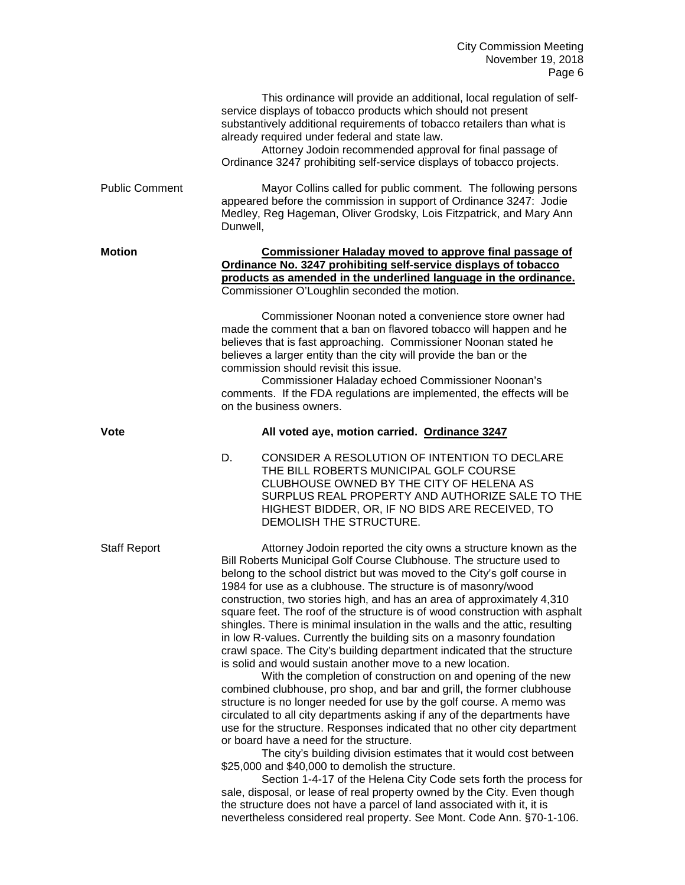This ordinance will provide an additional, local regulation of self-service displays of tobacco products which should not present substantively additional requirements of tobacco retailers than what is already required under federal and state law.

Attorney Jodoin recommended approval for final passage of Ordinance 3247 prohibiting self-service displays of tobacco projects.

Public Comment

Mayor Collins called for public comment. The following persons appeared before the commission in support of Ordinance 3247: Jodie Medley, Reg Hageman, Oliver Grodsky, Lois Fitzpatrick, and Mary Ann Dunwell,

**Motion**

**Commissioner Haladay moved to approve final passage of Ordinance No. 3247 prohibiting self-service displays of tobacco products as amended in the underlined language in the ordinance.** Commissioner O'Loughlin seconded the motion.

Commissioner Noonan noted a convenience store owner had made the comment that a ban on flavored tobacco will happen and he believes that is fast approaching. Commissioner Noonan stated he believes a larger entity than the city will provide the ban or the commission should revisit this issue.

Commissioner Haladay echoed Commissioner Noonan's comments. If the FDA regulations are implemented, the effects will be on the business owners.

**Vote**

**All voted aye, motion carried. Ordinance 3247**

D. CONSIDER A RESOLUTION OF INTENTION TO DECLARE THE BILL ROBERTS MUNICIPAL GOLF COURSE CLUBHOUSE OWNED BY THE CITY OF HELENA AS SURPLUS REAL PROPERTY AND AUTHORIZE SALE TO THE HIGHEST BIDDER, OR, IF NO BIDS ARE RECEIVED, TO DEMOLISH THE STRUCTURE.

Staff Report

Attorney Jodoin reported the city owns a structure known as the Bill Roberts Municipal Golf Course Clubhouse. The structure used to belong to the school district but was moved to the City's golf course in 1984 for use as a clubhouse. The structure is of masonry/wood construction, two stories high, and has an area of approximately 4,310 square feet. The roof of the structure is of wood construction with asphalt shingles. There is minimal insulation in the walls and the attic, resulting in low R-values. Currently the building sits on a masonry foundation crawl space. The City's building department indicated that the structure is solid and would sustain another move to a new location.

With the completion of construction on and opening of the new combined clubhouse, pro shop, and bar and grill, the former clubhouse structure is no longer needed for use by the golf course. A memo was circulated to all city departments asking if any of the departments have use for the structure. Responses indicated that no other city department or board have a need for the structure.

The city's building division estimates that it would cost between $25,000 and $40,000 to demolish the structure.

Section 1-4-17 of the Helena City Code sets forth the process for sale, disposal, or lease of real property owned by the City. Even though the structure does not have a parcel of land associated with it, it is nevertheless considered real property. See Mont. Code Ann. §70-1-106.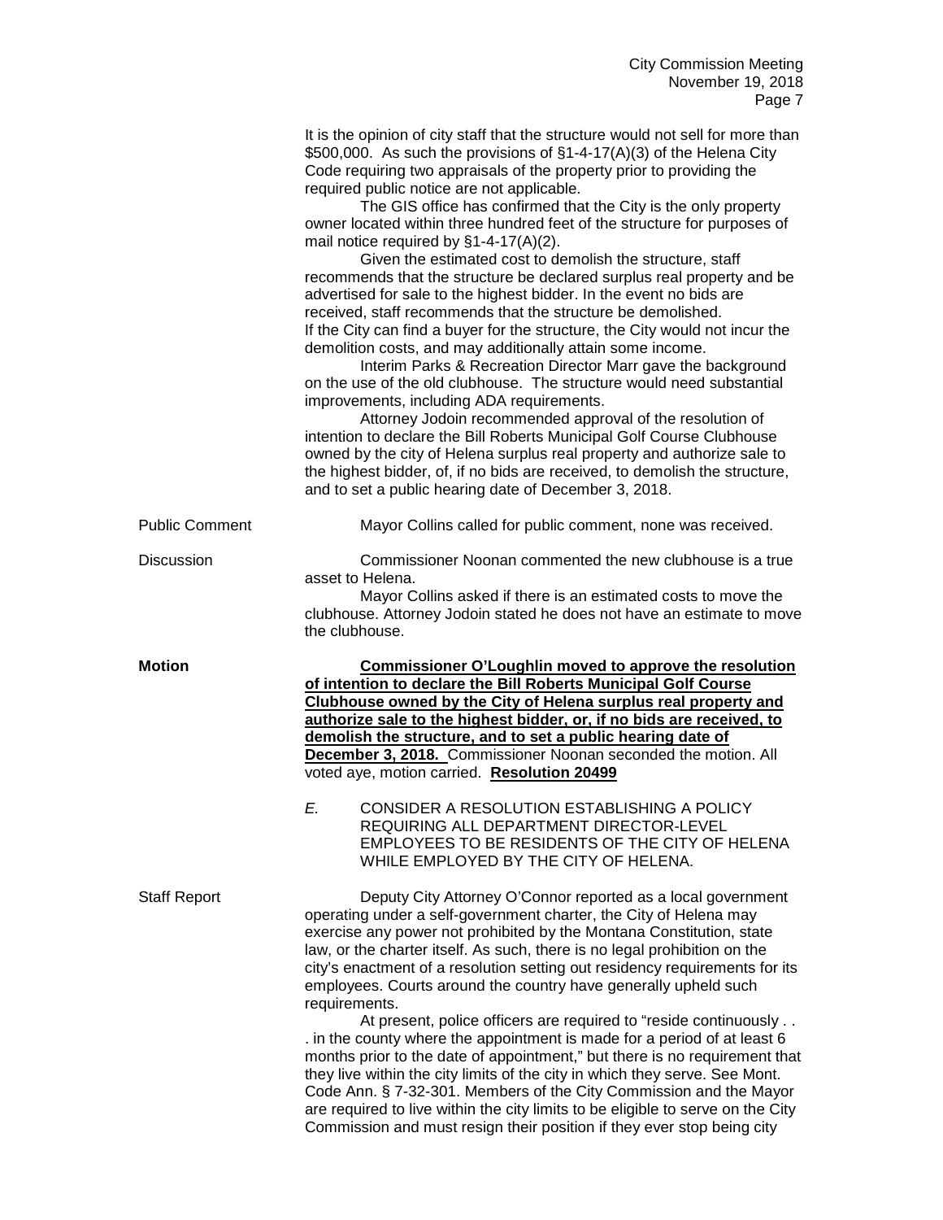It is the opinion of city staff that the structure would not sell for more than $500,000. As such the provisions of §1-4-17(A)(3) of the Helena City Code requiring two appraisals of the property prior to providing the required public notice are not applicable.

The GIS office has confirmed that the City is the only property owner located within three hundred feet of the structure for purposes of mail notice required by §1-4-17(A)(2).

Given the estimated cost to demolish the structure, staff recommends that the structure be declared surplus real property and be advertised for sale to the highest bidder. In the event no bids are received, staff recommends that the structure be demolished. If the City can find a buyer for the structure, the City would not incur the demolition costs, and may additionally attain some income.

Interim Parks & Recreation Director Marr gave the background on the use of the old clubhouse. The structure would need substantial improvements, including ADA requirements.

Attorney Jodoin recommended approval of the resolution of intention to declare the Bill Roberts Municipal Golf Course Clubhouse owned by the city of Helena surplus real property and authorize sale to the highest bidder, of, if no bids are received, to demolish the structure, and to set a public hearing date of December 3, 2018.

Public Comment

Mayor Collins called for public comment, none was received.

Discussion

Commissioner Noonan commented the new clubhouse is a true asset to Helena.

Mayor Collins asked if there is an estimated costs to move the clubhouse. Attorney Jodoin stated he does not have an estimate to move the clubhouse.

**Motion**

**Commissioner O'Loughlin moved to approve the resolution of intention to declare the Bill Roberts Municipal Golf Course Clubhouse owned by the City of Helena surplus real property and authorize sale to the highest bidder, or, if no bids are received, to demolish the structure, and to set a public hearing date of December 3, 2018.** Commissioner Noonan seconded the motion. All voted aye, motion carried. **Resolution 20499**

*E.* CONSIDER A RESOLUTION ESTABLISHING A POLICY REQUIRING ALL DEPARTMENT DIRECTOR-LEVEL EMPLOYEES TO BE RESIDENTS OF THE CITY OF HELENA WHILE EMPLOYED BY THE CITY OF HELENA.

Staff Report

Deputy City Attorney O'Connor reported as a local government operating under a self-government charter, the City of Helena may exercise any power not prohibited by the Montana Constitution, state law, or the charter itself. As such, there is no legal prohibition on the city's enactment of a resolution setting out residency requirements for its employees. Courts around the country have generally upheld such requirements.

At present, police officers are required to "reside continuously . . . in the county where the appointment is made for a period of at least 6 months prior to the date of appointment," but there is no requirement that they live within the city limits of the city in which they serve. See Mont. Code Ann. § 7-32-301. Members of the City Commission and the Mayor are required to live within the city limits to be eligible to serve on the City Commission and must resign their position if they ever stop being city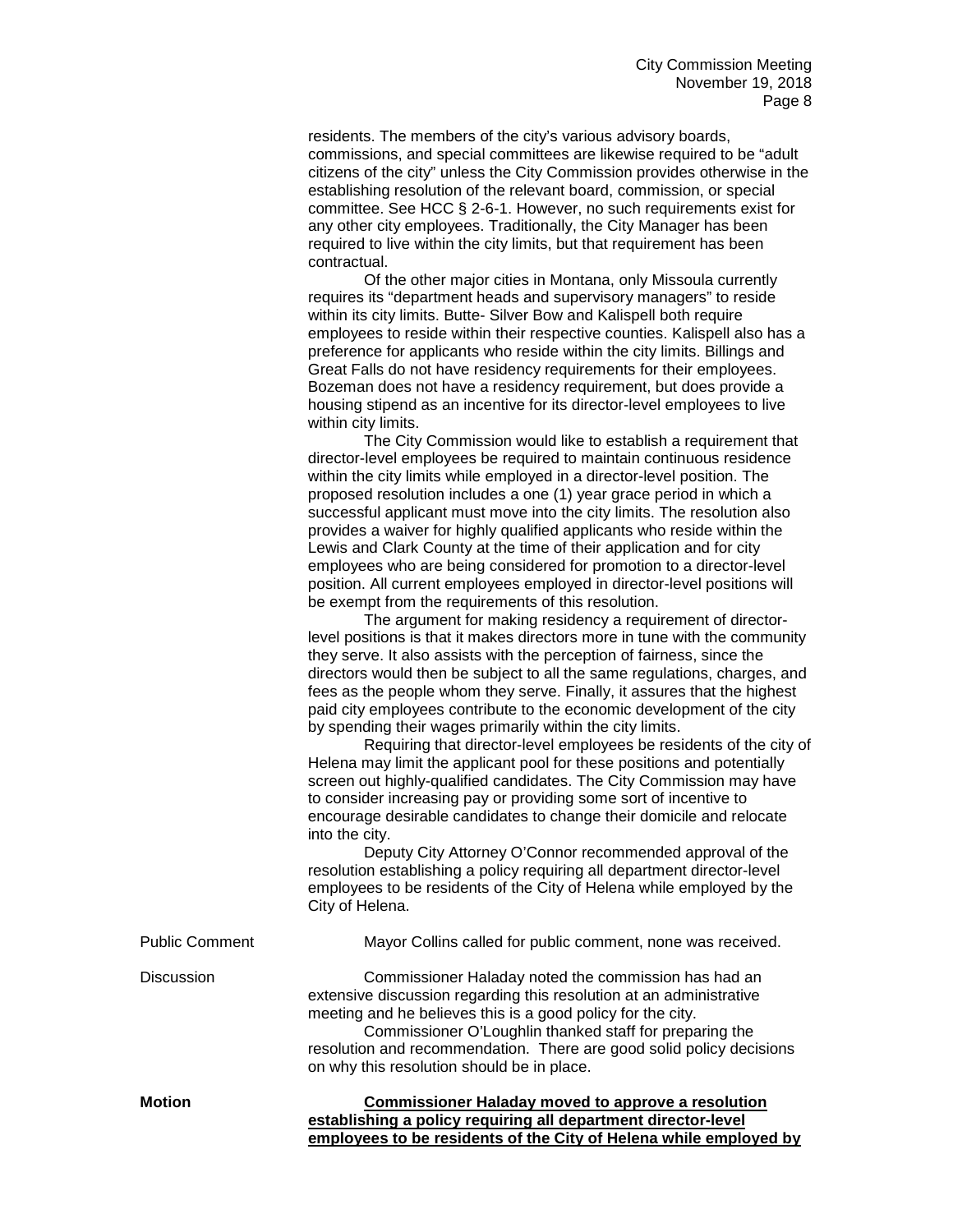residents. The members of the city's various advisory boards, commissions, and special committees are likewise required to be "adult citizens of the city" unless the City Commission provides otherwise in the establishing resolution of the relevant board, commission, or special committee. See HCC § 2-6-1. However, no such requirements exist for any other city employees. Traditionally, the City Manager has been required to live within the city limits, but that requirement has been contractual.

Of the other major cities in Montana, only Missoula currently requires its "department heads and supervisory managers" to reside within its city limits. Butte- Silver Bow and Kalispell both require employees to reside within their respective counties. Kalispell also has a preference for applicants who reside within the city limits. Billings and Great Falls do not have residency requirements for their employees. Bozeman does not have a residency requirement, but does provide a housing stipend as an incentive for its director-level employees to live within city limits.

The City Commission would like to establish a requirement that director-level employees be required to maintain continuous residence within the city limits while employed in a director-level position. The proposed resolution includes a one (1) year grace period in which a successful applicant must move into the city limits. The resolution also provides a waiver for highly qualified applicants who reside within the Lewis and Clark County at the time of their application and for city employees who are being considered for promotion to a director-level position. All current employees employed in director-level positions will be exempt from the requirements of this resolution.

The argument for making residency a requirement of director-level positions is that it makes directors more in tune with the community they serve. It also assists with the perception of fairness, since the directors would then be subject to all the same regulations, charges, and fees as the people whom they serve. Finally, it assures that the highest paid city employees contribute to the economic development of the city by spending their wages primarily within the city limits.

Requiring that director-level employees be residents of the city of Helena may limit the applicant pool for these positions and potentially screen out highly-qualified candidates. The City Commission may have to consider increasing pay or providing some sort of incentive to encourage desirable candidates to change their domicile and relocate into the city.

Deputy City Attorney O'Connor recommended approval of the resolution establishing a policy requiring all department director-level employees to be residents of the City of Helena while employed by the City of Helena.

Public Comment

Mayor Collins called for public comment, none was received.

Discussion

Commissioner Haladay noted the commission has had an extensive discussion regarding this resolution at an administrative meeting and he believes this is a good policy for the city.

Commissioner O'Loughlin thanked staff for preparing the resolution and recommendation. There are good solid policy decisions on why this resolution should be in place.

**Motion**

**Commissioner Haladay moved to approve a resolution establishing a policy requiring all department director-level employees to be residents of the City of Helena while employed by**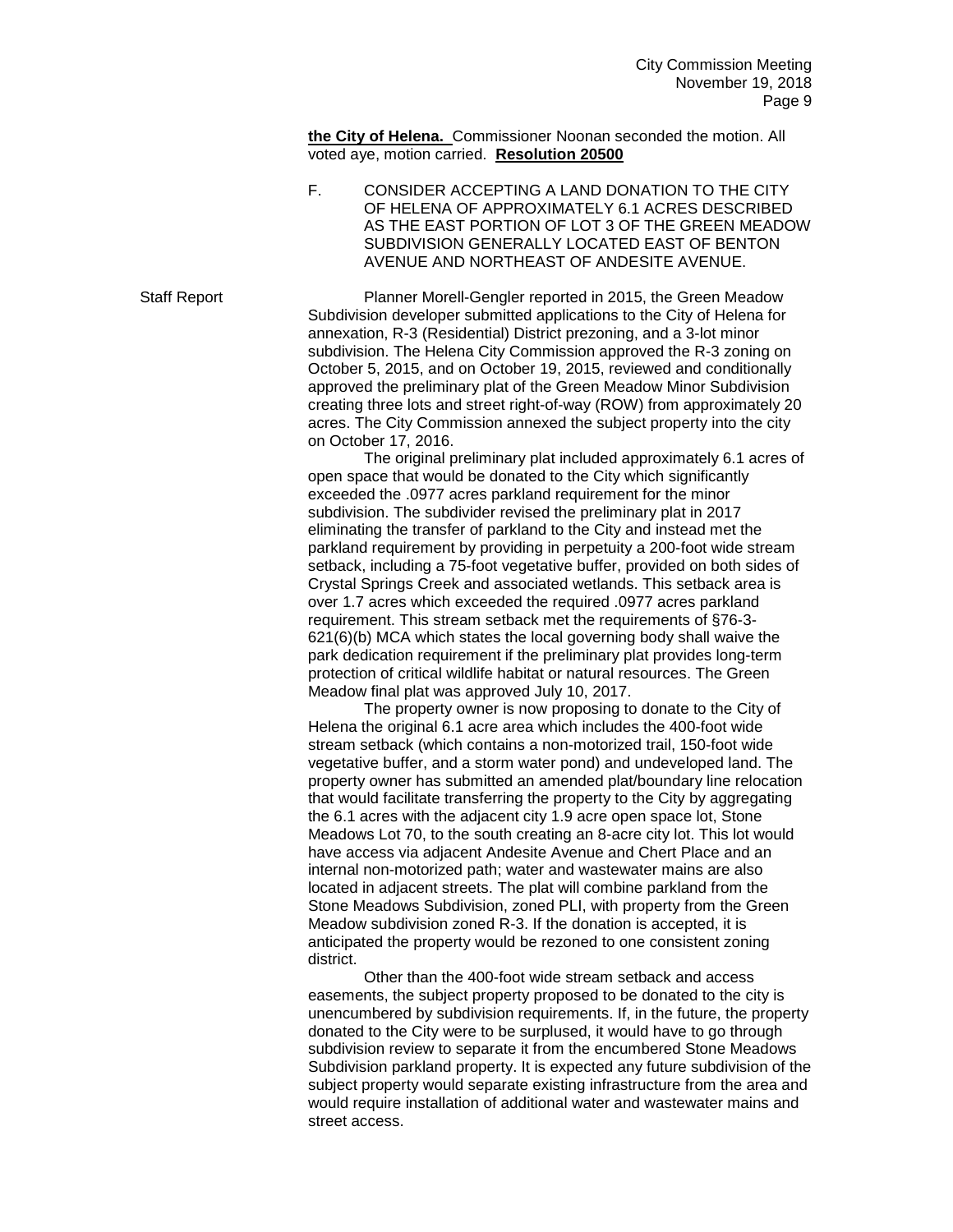**the City of Helena.** Commissioner Noonan seconded the motion. All voted aye, motion carried. **Resolution 20500**

F. CONSIDER ACCEPTING A LAND DONATION TO THE CITY OF HELENA OF APPROXIMATELY 6.1 ACRES DESCRIBED AS THE EAST PORTION OF LOT 3 OF THE GREEN MEADOW SUBDIVISION GENERALLY LOCATED EAST OF BENTON AVENUE AND NORTHEAST OF ANDESITE AVENUE.

Staff Report

Planner Morell-Gengler reported in 2015, the Green Meadow Subdivision developer submitted applications to the City of Helena for annexation, R-3 (Residential) District prezoning, and a 3-lot minor subdivision. The Helena City Commission approved the R-3 zoning on October 5, 2015, and on October 19, 2015, reviewed and conditionally approved the preliminary plat of the Green Meadow Minor Subdivision creating three lots and street right-of-way (ROW) from approximately 20 acres. The City Commission annexed the subject property into the city on October 17, 2016.

The original preliminary plat included approximately 6.1 acres of open space that would be donated to the City which significantly exceeded the .0977 acres parkland requirement for the minor subdivision. The subdivider revised the preliminary plat in 2017 eliminating the transfer of parkland to the City and instead met the parkland requirement by providing in perpetuity a 200-foot wide stream setback, including a 75-foot vegetative buffer, provided on both sides of Crystal Springs Creek and associated wetlands. This setback area is over 1.7 acres which exceeded the required .0977 acres parkland requirement. This stream setback met the requirements of §76-3-621(6)(b) MCA which states the local governing body shall waive the park dedication requirement if the preliminary plat provides long-term protection of critical wildlife habitat or natural resources. The Green Meadow final plat was approved July 10, 2017.

The property owner is now proposing to donate to the City of Helena the original 6.1 acre area which includes the 400-foot wide stream setback (which contains a non-motorized trail, 150-foot wide vegetative buffer, and a storm water pond) and undeveloped land. The property owner has submitted an amended plat/boundary line relocation that would facilitate transferring the property to the City by aggregating the 6.1 acres with the adjacent city 1.9 acre open space lot, Stone Meadows Lot 70, to the south creating an 8-acre city lot. This lot would have access via adjacent Andesite Avenue and Chert Place and an internal non-motorized path; water and wastewater mains are also located in adjacent streets. The plat will combine parkland from the Stone Meadows Subdivision, zoned PLI, with property from the Green Meadow subdivision zoned R-3. If the donation is accepted, it is anticipated the property would be rezoned to one consistent zoning district.

Other than the 400-foot wide stream setback and access easements, the subject property proposed to be donated to the city is unencumbered by subdivision requirements. If, in the future, the property donated to the City were to be surplused, it would have to go through subdivision review to separate it from the encumbered Stone Meadows Subdivision parkland property. It is expected any future subdivision of the subject property would separate existing infrastructure from the area and would require installation of additional water and wastewater mains and street access.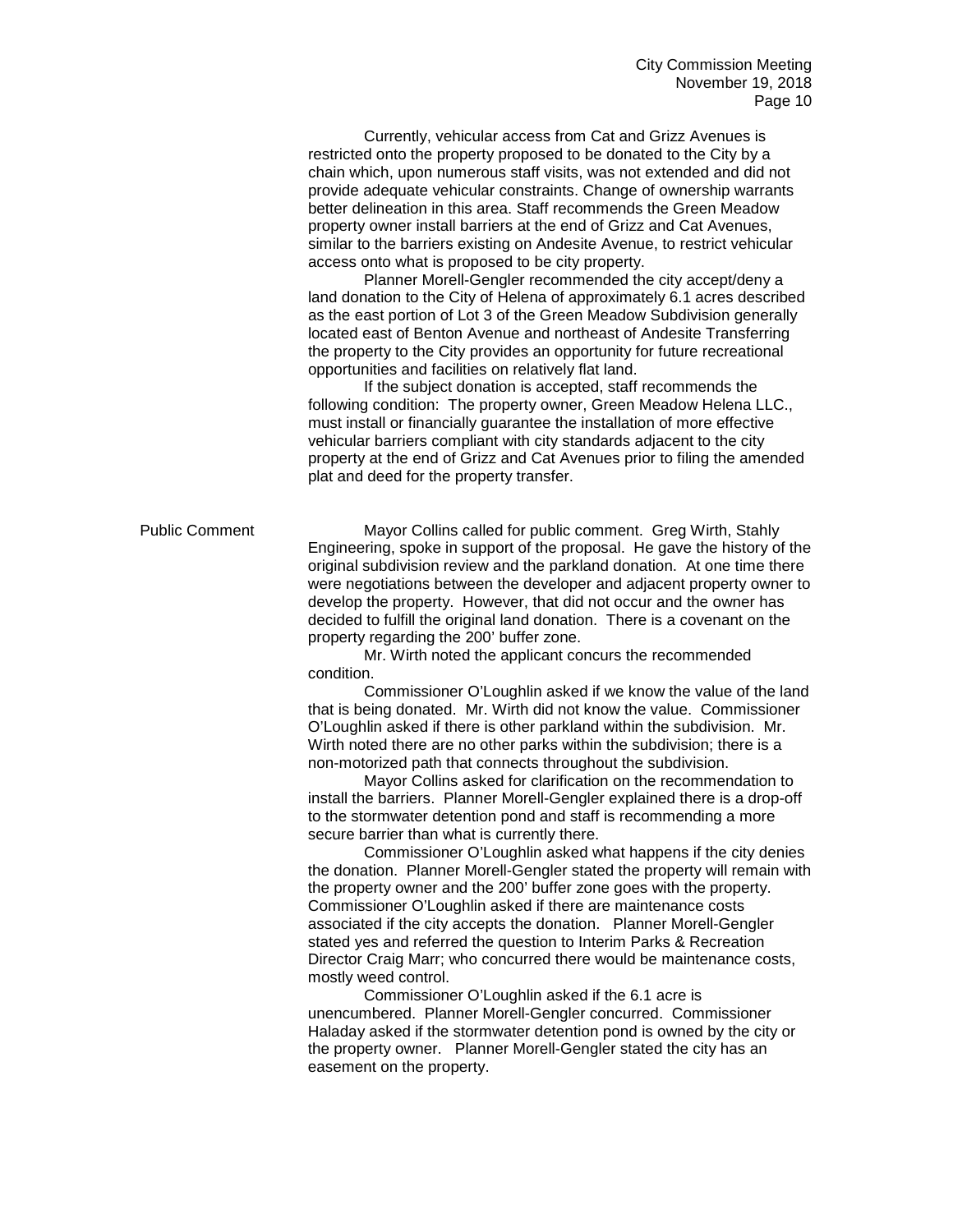Currently, vehicular access from Cat and Grizz Avenues is restricted onto the property proposed to be donated to the City by a chain which, upon numerous staff visits, was not extended and did not provide adequate vehicular constraints. Change of ownership warrants better delineation in this area. Staff recommends the Green Meadow property owner install barriers at the end of Grizz and Cat Avenues, similar to the barriers existing on Andesite Avenue, to restrict vehicular access onto what is proposed to be city property.

Planner Morell-Gengler recommended the city accept/deny a land donation to the City of Helena of approximately 6.1 acres described as the east portion of Lot 3 of the Green Meadow Subdivision generally located east of Benton Avenue and northeast of Andesite Transferring the property to the City provides an opportunity for future recreational opportunities and facilities on relatively flat land.

If the subject donation is accepted, staff recommends the following condition: The property owner, Green Meadow Helena LLC., must install or financially guarantee the installation of more effective vehicular barriers compliant with city standards adjacent to the city property at the end of Grizz and Cat Avenues prior to filing the amended plat and deed for the property transfer.

**Public Comment**

Mayor Collins called for public comment. Greg Wirth, Stahly Engineering, spoke in support of the proposal. He gave the history of the original subdivision review and the parkland donation. At one time there were negotiations between the developer and adjacent property owner to develop the property. However, that did not occur and the owner has decided to fulfill the original land donation. There is a covenant on the property regarding the 200' buffer zone.

Mr. Wirth noted the applicant concurs the recommended condition.

Commissioner O'Loughlin asked if we know the value of the land that is being donated. Mr. Wirth did not know the value. Commissioner O'Loughlin asked if there is other parkland within the subdivision. Mr. Wirth noted there are no other parks within the subdivision; there is a non-motorized path that connects throughout the subdivision.

Mayor Collins asked for clarification on the recommendation to install the barriers. Planner Morell-Gengler explained there is a drop-off to the stormwater detention pond and staff is recommending a more secure barrier than what is currently there.

Commissioner O'Loughlin asked what happens if the city denies the donation. Planner Morell-Gengler stated the property will remain with the property owner and the 200' buffer zone goes with the property. Commissioner O'Loughlin asked if there are maintenance costs associated if the city accepts the donation. Planner Morell-Gengler stated yes and referred the question to Interim Parks & Recreation Director Craig Marr; who concurred there would be maintenance costs, mostly weed control.

Commissioner O'Loughlin asked if the 6.1 acre is unencumbered. Planner Morell-Gengler concurred. Commissioner Haladay asked if the stormwater detention pond is owned by the city or the property owner. Planner Morell-Gengler stated the city has an easement on the property.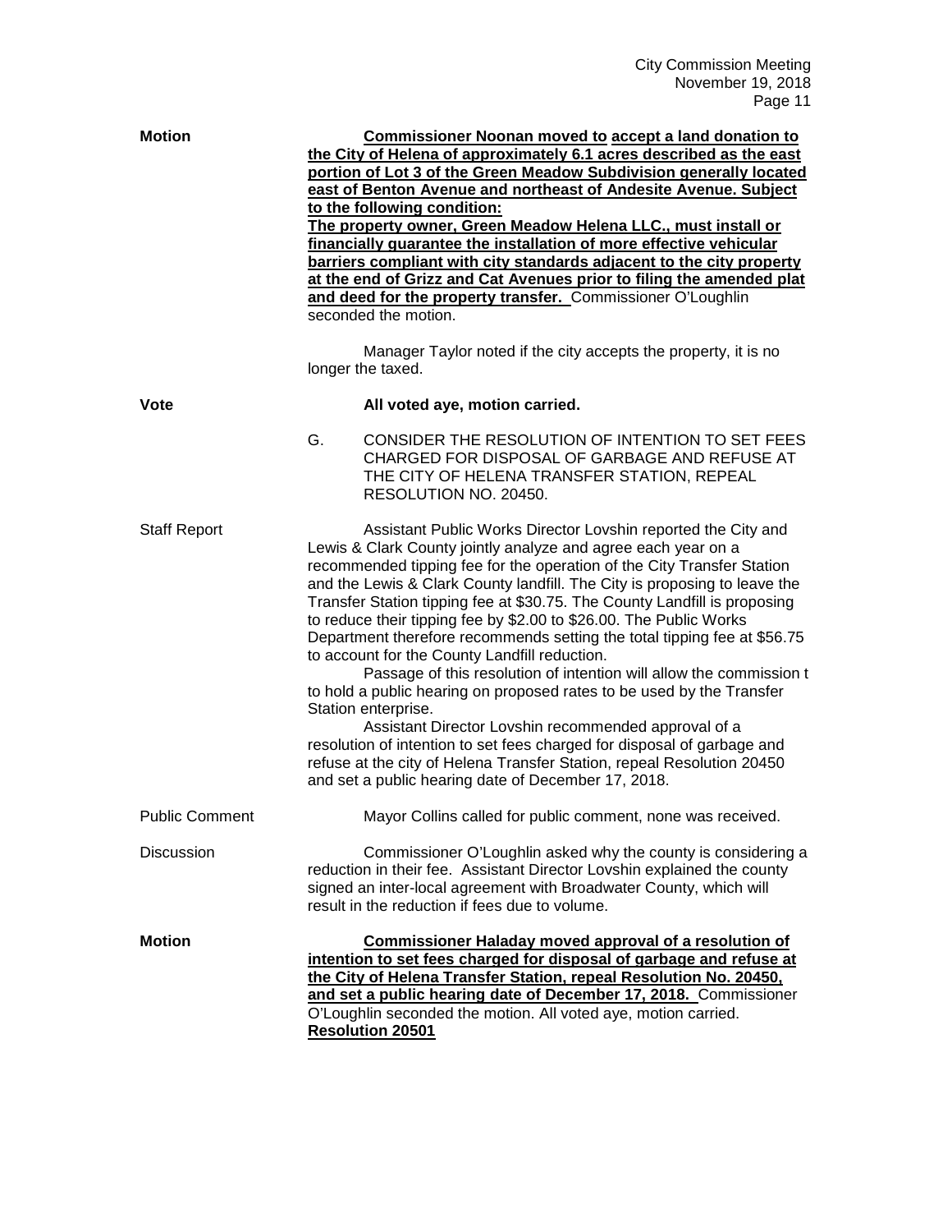**Motion**

**Commissioner Noonan moved to accept a land donation to the City of Helena of approximately 6.1 acres described as the east portion of Lot 3 of the Green Meadow Subdivision generally located east of Benton Avenue and northeast of Andesite Avenue. Subject to the following condition:**
**The property owner, Green Meadow Helena LLC., must install or financially guarantee the installation of more effective vehicular barriers compliant with city standards adjacent to the city property at the end of Grizz and Cat Avenues prior to filing the amended plat and deed for the property transfer.** Commissioner O'Loughlin seconded the motion.

Manager Taylor noted if the city accepts the property, it is no longer the taxed.

**Vote**

**All voted aye, motion carried.**

G. CONSIDER THE RESOLUTION OF INTENTION TO SET FEES CHARGED FOR DISPOSAL OF GARBAGE AND REFUSE AT THE CITY OF HELENA TRANSFER STATION, REPEAL RESOLUTION NO. 20450.

Staff Report

Assistant Public Works Director Lovshin reported the City and Lewis & Clark County jointly analyze and agree each year on a recommended tipping fee for the operation of the City Transfer Station and the Lewis & Clark County landfill. The City is proposing to leave the Transfer Station tipping fee at $30.75. The County Landfill is proposing to reduce their tipping fee by $2.00 to $26.00. The Public Works Department therefore recommends setting the total tipping fee at $56.75 to account for the County Landfill reduction.

Passage of this resolution of intention will allow the commission t to hold a public hearing on proposed rates to be used by the Transfer Station enterprise.

Assistant Director Lovshin recommended approval of a resolution of intention to set fees charged for disposal of garbage and refuse at the city of Helena Transfer Station, repeal Resolution 20450 and set a public hearing date of December 17, 2018.

Public Comment

Mayor Collins called for public comment, none was received.

Discussion

Commissioner O'Loughlin asked why the county is considering a reduction in their fee. Assistant Director Lovshin explained the county signed an inter-local agreement with Broadwater County, which will result in the reduction if fees due to volume.

**Motion**

**Commissioner Haladay moved approval of a resolution of intention to set fees charged for disposal of garbage and refuse at the City of Helena Transfer Station, repeal Resolution No. 20450, and set a public hearing date of December 17, 2018.** Commissioner O'Loughlin seconded the motion. All voted aye, motion carried.
**Resolution 20501**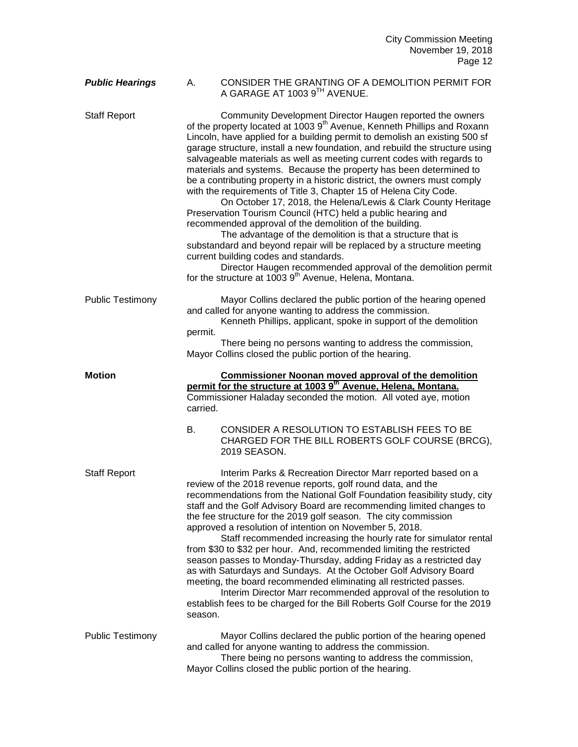***Public Hearings***

A. CONSIDER THE GRANTING OF A DEMOLITION PERMIT FOR A GARAGE AT 1003 9TH AVENUE.

Staff Report

Community Development Director Haugen reported the owners of the property located at 1003 9th Avenue, Kenneth Phillips and Roxann Lincoln, have applied for a building permit to demolish an existing 500 sf garage structure, install a new foundation, and rebuild the structure using salvageable materials as well as meeting current codes with regards to materials and systems. Because the property has been determined to be a contributing property in a historic district, the owners must comply with the requirements of Title 3, Chapter 15 of Helena City Code.

On October 17, 2018, the Helena/Lewis & Clark County Heritage Preservation Tourism Council (HTC) held a public hearing and recommended approval of the demolition of the building.

The advantage of the demolition is that a structure that is substandard and beyond repair will be replaced by a structure meeting current building codes and standards.

Director Haugen recommended approval of the demolition permit for the structure at 1003 9th Avenue, Helena, Montana.

Public Testimony

Mayor Collins declared the public portion of the hearing opened and called for anyone wanting to address the commission.

Kenneth Phillips, applicant, spoke in support of the demolition permit.

There being no persons wanting to address the commission, Mayor Collins closed the public portion of the hearing.

**Motion**

**Commissioner Noonan moved approval of the demolition permit for the structure at 1003 9th Avenue, Helena, Montana.** Commissioner Haladay seconded the motion. All voted aye, motion carried.

B. CONSIDER A RESOLUTION TO ESTABLISH FEES TO BE CHARGED FOR THE BILL ROBERTS GOLF COURSE (BRCG), 2019 SEASON.

Staff Report

Interim Parks & Recreation Director Marr reported based on a review of the 2018 revenue reports, golf round data, and the recommendations from the National Golf Foundation feasibility study, city staff and the Golf Advisory Board are recommending limited changes to the fee structure for the 2019 golf season. The city commission approved a resolution of intention on November 5, 2018.

Staff recommended increasing the hourly rate for simulator rental from $30 to $32 per hour. And, recommended limiting the restricted season passes to Monday-Thursday, adding Friday as a restricted day as with Saturdays and Sundays. At the October Golf Advisory Board meeting, the board recommended eliminating all restricted passes.

Interim Director Marr recommended approval of the resolution to establish fees to be charged for the Bill Roberts Golf Course for the 2019 season.

Public Testimony

Mayor Collins declared the public portion of the hearing opened and called for anyone wanting to address the commission.

There being no persons wanting to address the commission, Mayor Collins closed the public portion of the hearing.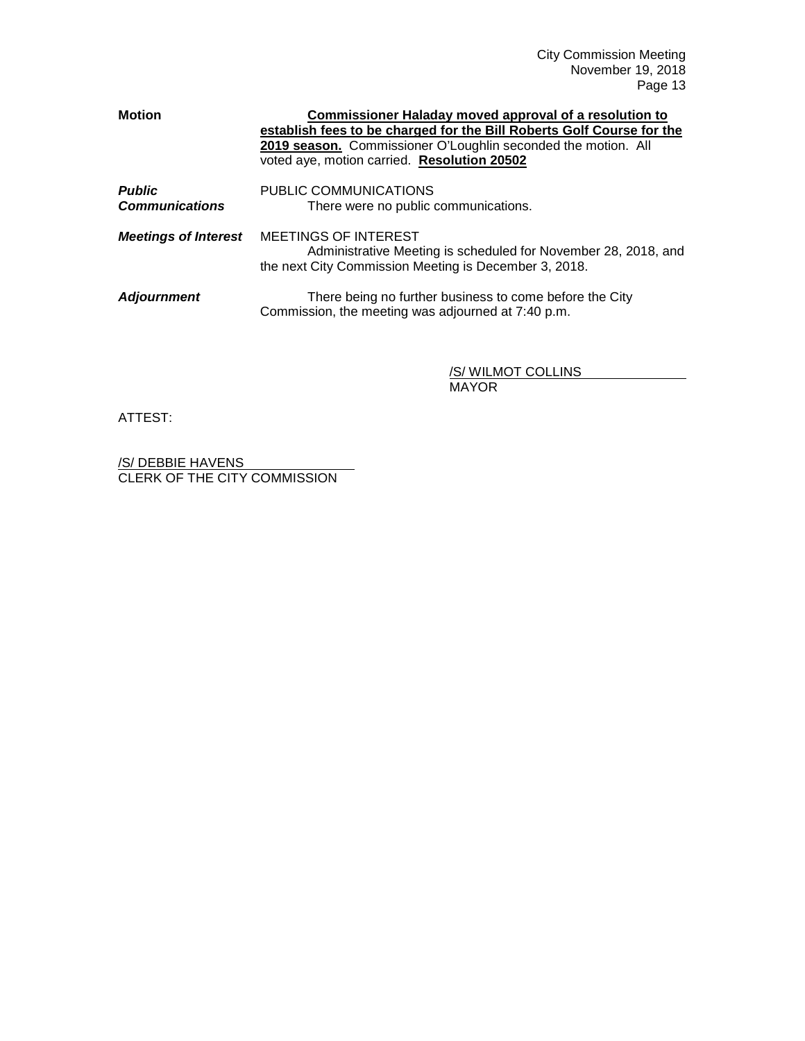**Motion**

**Commissioner Haladay moved approval of a resolution to establish fees to be charged for the Bill Roberts Golf Course for the 2019 season.** Commissioner O'Loughlin seconded the motion. All voted aye, motion carried. **Resolution 20502**

***Public Communications***

PUBLIC COMMUNICATIONS

There were no public communications.

***Meetings of Interest***

MEETINGS OF INTEREST

Administrative Meeting is scheduled for November 28, 2018, and the next City Commission Meeting is December 3, 2018.

***Adjournment***

There being no further business to come before the City Commission, the meeting was adjourned at 7:40 p.m.

/S/ WILMOT COLLINS
MAYOR

ATTEST:

/S/ DEBBIE HAVENS
CLERK OF THE CITY COMMISSION